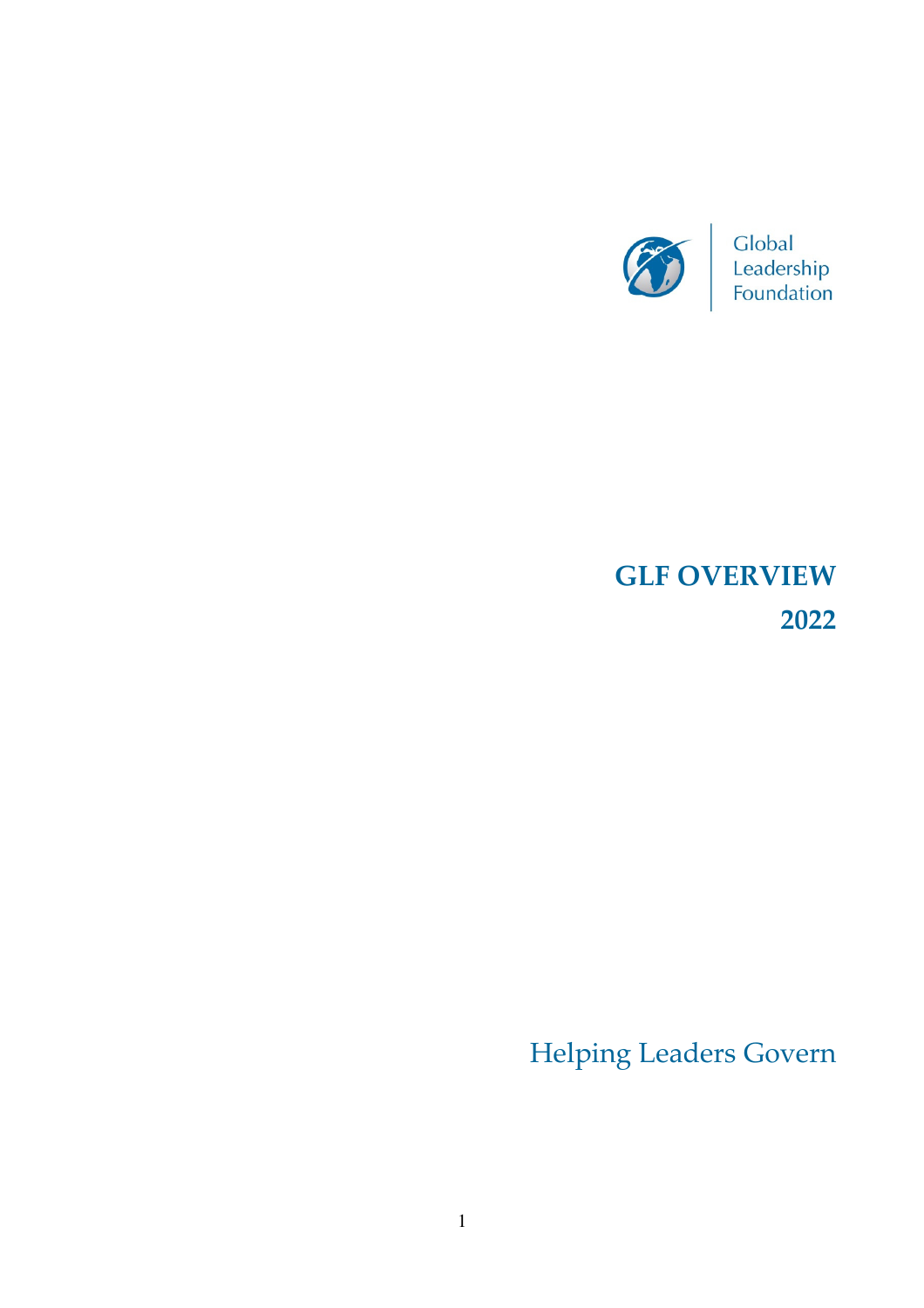Global Leadership Foundation

# GLF OVERVIEW 2022

Helping Leaders Govern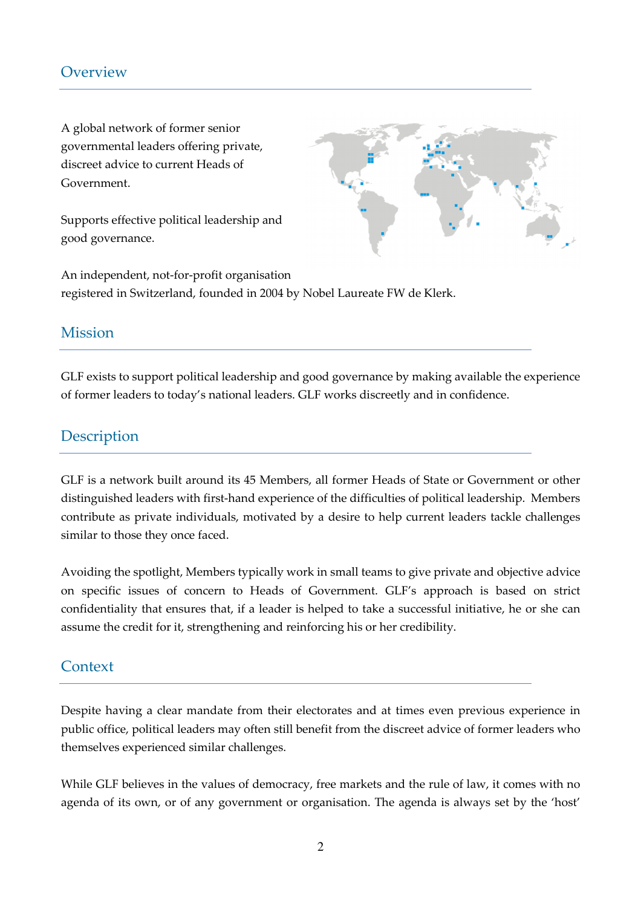## Overview

A global network of former senior governmental leaders offering private, discreet advice to current Heads of Government.

Supports effective political leadership and good governance.

An independent, not-for-profit organisation registered in Switzerland, founded in 2004 by Nobel Laureate FW de Klerk.

## Mission

GLF exists to support political leadership and good governance by making available the experience of former leaders to today's national leaders. GLF works discreetly and in confidence.

## Description

GLF is a network built around its 45 Members, all former Heads of State or Government or other distinguished leaders with first-hand experience of the difficulties of political leadership. Members contribute as private individuals, motivated by a desire to help current leaders tackle challenges similar to those they once faced.

Avoiding the spotlight, Members typically work in small teams to give private and objective advice on specific issues of concern to Heads of Government. GLF's approach is based on strict confidentiality that ensures that, if a leader is helped to take a successful initiative, he or she can assume the credit for it, strengthening and reinforcing his or her credibility.

## Context

Despite having a clear mandate from their electorates and at times even previous experience in public office, political leaders may often still benefit from the discreet advice of former leaders who themselves experienced similar challenges.

While GLF believes in the values of democracy, free markets and the rule of law, it comes with no agenda of its own, or of any government or organisation. The agenda is always set by the 'host'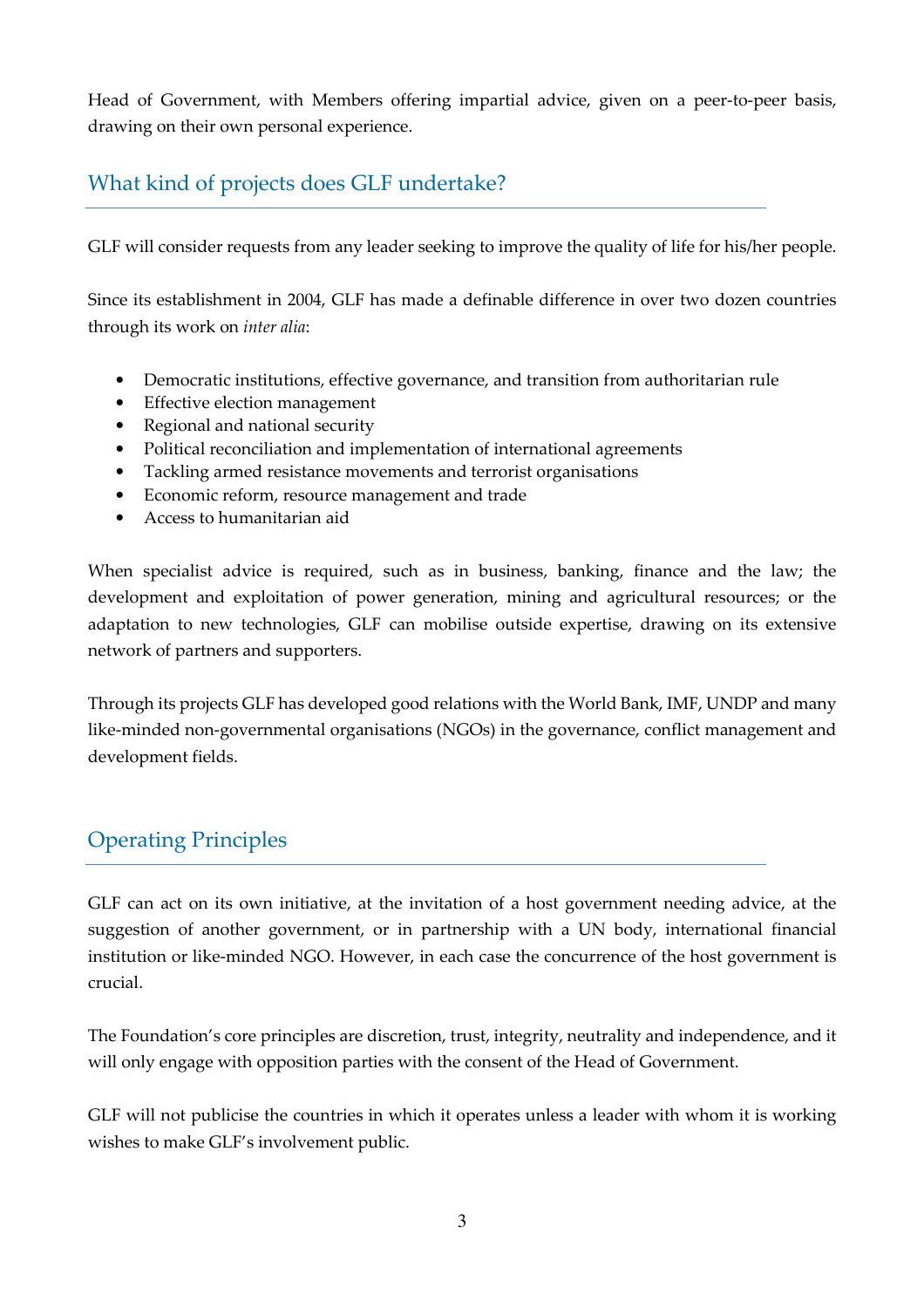Head of Government, with Members offering impartial advice, given on a peer-to-peer basis, drawing on their own personal experience.

## What kind of projects does GLF undertake?

GLF will consider requests from any leader seeking to improve the quality of life for his/her people.

Since its establishment in 2004, GLF has made a definable difference in over two dozen countries through its work on *inter alia*:

- Democratic institutions, effective governance, and transition from authoritarian rule
- Effective election management
- Regional and national security
- Political reconciliation and implementation of international agreements
- Tackling armed resistance movements and terrorist organisations
- Economic reform, resource management and trade
- Access to humanitarian aid

When specialist advice is required, such as in business, banking, finance and the law; the development and exploitation of power generation, mining and agricultural resources; or the adaptation to new technologies, GLF can mobilise outside expertise, drawing on its extensive network of partners and supporters.

Through its projects GLF has developed good relations with the World Bank, IMF, UNDP and many like-minded non-governmental organisations (NGOs) in the governance, conflict management and development fields.

## Operating Principles

GLF can act on its own initiative, at the invitation of a host government needing advice, at the suggestion of another government, or in partnership with a UN body, international financial institution or like-minded NGO. However, in each case the concurrence of the host government is crucial.

The Foundation's core principles are discretion, trust, integrity, neutrality and independence, and it will only engage with opposition parties with the consent of the Head of Government.

GLF will not publicise the countries in which it operates unless a leader with whom it is working wishes to make GLF's involvement public.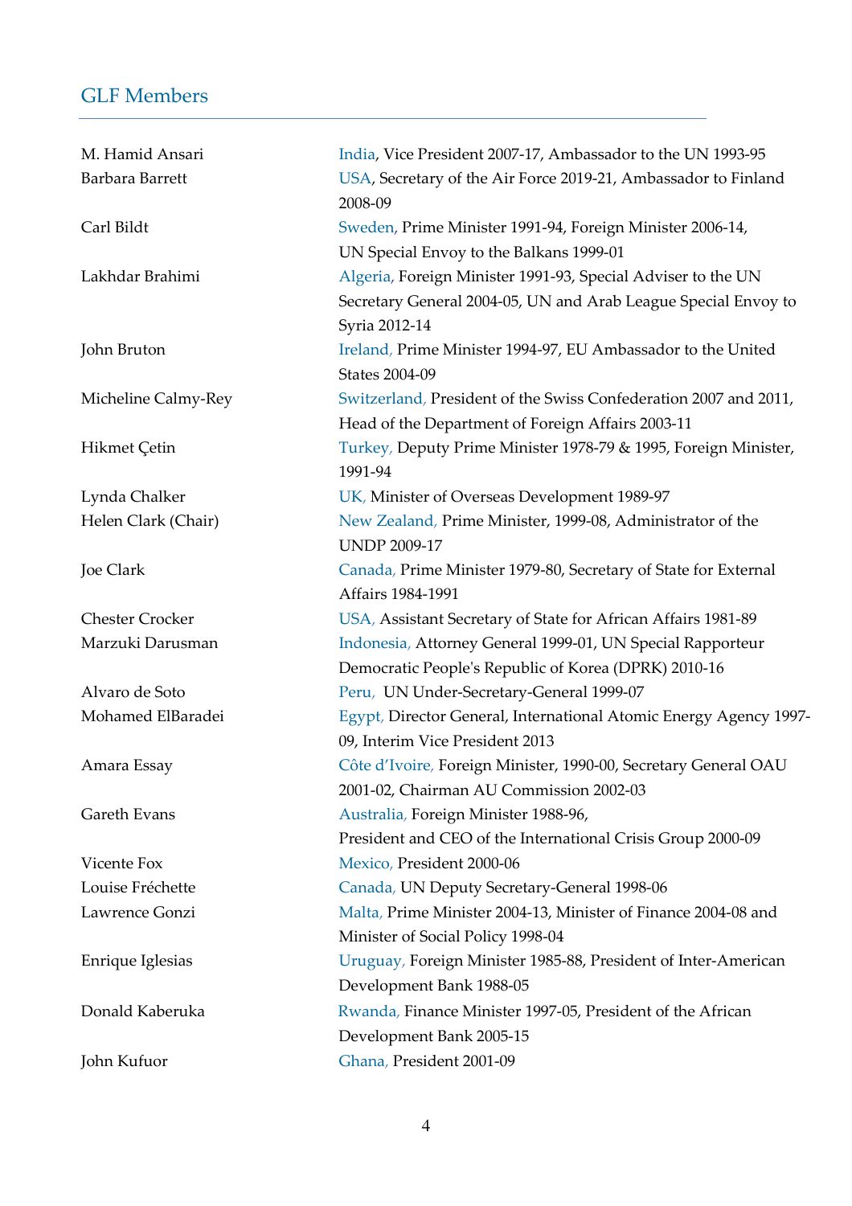## GLF Members

| | |
|---|---|
| M. Hamid Ansari | India, Vice President 2007-17, Ambassador to the UN 1993-95 |
| Barbara Barrett | USA, Secretary of the Air Force 2019-21, Ambassador to Finland 2008-09 |
| Carl Bildt | Sweden, Prime Minister 1991-94, Foreign Minister 2006-14, UN Special Envoy to the Balkans 1999-01 |
| Lakhdar Brahimi | Algeria, Foreign Minister 1991-93, Special Adviser to the UN Secretary General 2004-05, UN and Arab League Special Envoy to Syria 2012-14 |
| John Bruton | Ireland, Prime Minister 1994-97, EU Ambassador to the United States 2004-09 |
| Micheline Calmy-Rey | Switzerland, President of the Swiss Confederation 2007 and 2011, Head of the Department of Foreign Affairs 2003-11 |
| Hikmet Çetin | Turkey, Deputy Prime Minister 1978-79 & 1995, Foreign Minister, 1991-94 |
| Lynda Chalker | UK, Minister of Overseas Development 1989-97 |
| Helen Clark (Chair) | New Zealand, Prime Minister, 1999-08, Administrator of the UNDP 2009-17 |
| Joe Clark | Canada, Prime Minister 1979-80, Secretary of State for External Affairs 1984-1991 |
| Chester Crocker | USA, Assistant Secretary of State for African Affairs 1981-89 |
| Marzuki Darusman | Indonesia, Attorney General 1999-01, UN Special Rapporteur Democratic People's Republic of Korea (DPRK) 2010-16 |
| Alvaro de Soto | Peru, UN Under-Secretary-General 1999-07 |
| Mohamed ElBaradei | Egypt, Director General, International Atomic Energy Agency 1997-09, Interim Vice President 2013 |
| Amara Essay | Côte d'Ivoire, Foreign Minister, 1990-00, Secretary General OAU 2001-02, Chairman AU Commission 2002-03 |
| Gareth Evans | Australia, Foreign Minister 1988-96, President and CEO of the International Crisis Group 2000-09 |
| Vicente Fox | Mexico, President 2000-06 |
| Louise Fréchette | Canada, UN Deputy Secretary-General 1998-06 |
| Lawrence Gonzi | Malta, Prime Minister 2004-13, Minister of Finance 2004-08 and Minister of Social Policy 1998-04 |
| Enrique Iglesias | Uruguay, Foreign Minister 1985-88, President of Inter-American Development Bank 1988-05 |
| Donald Kaberuka | Rwanda, Finance Minister 1997-05, President of the African Development Bank 2005-15 |
| John Kufuor | Ghana, President 2001-09 |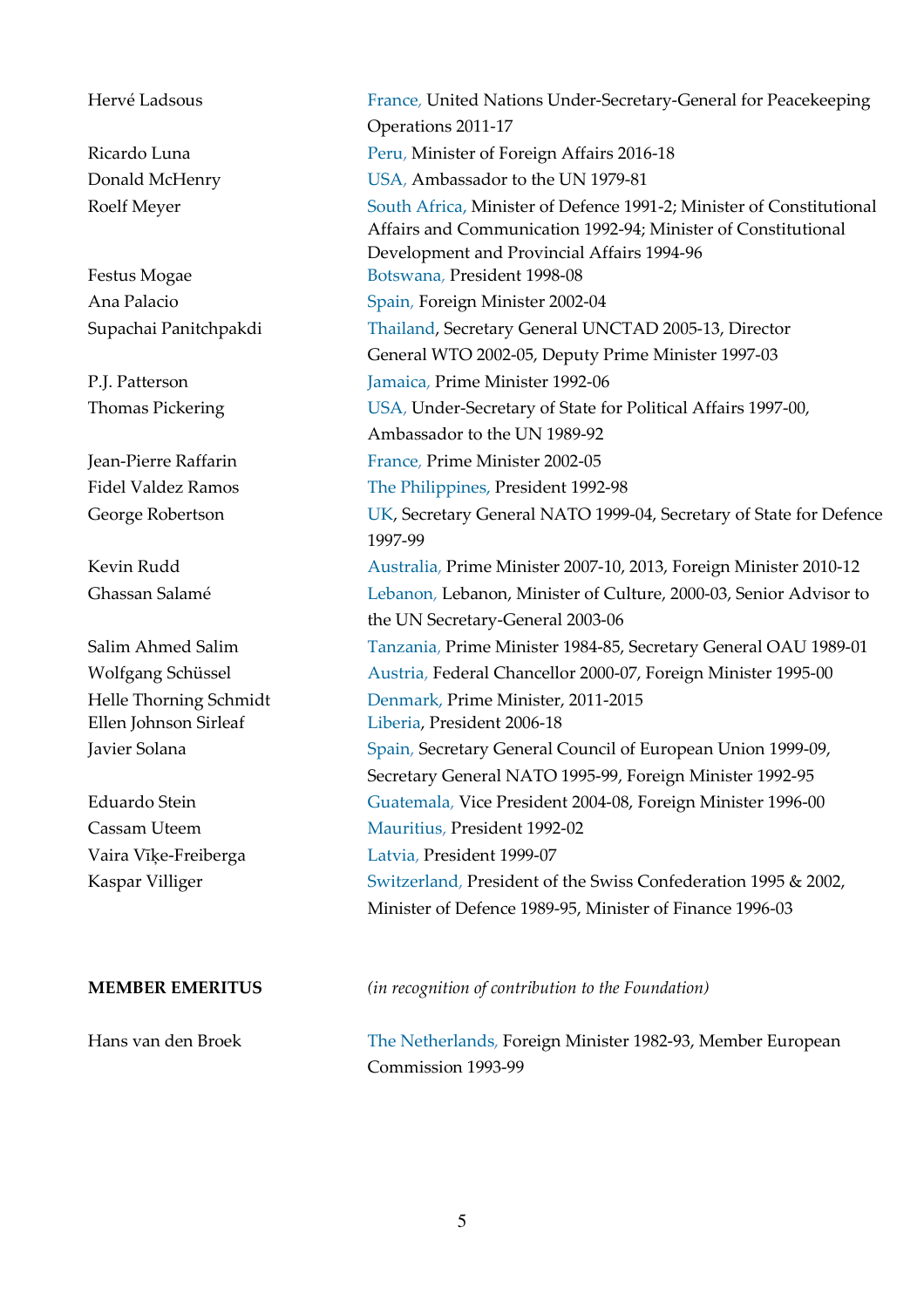| | |
|---|---|
| Hervé Ladsous | France, United Nations Under-Secretary-General for Peacekeeping Operations 2011-17 |
| Ricardo Luna | Peru, Minister of Foreign Affairs 2016-18 |
| Donald McHenry | USA, Ambassador to the UN 1979-81 |
| Roelf Meyer | South Africa, Minister of Defence 1991-2; Minister of Constitutional Affairs and Communication 1992-94; Minister of Constitutional Development and Provincial Affairs 1994-96 |
| Festus Mogae | Botswana, President 1998-08 |
| Ana Palacio | Spain, Foreign Minister 2002-04 |
| Supachai Panitchpakdi | Thailand, Secretary General UNCTAD 2005-13, Director General WTO 2002-05, Deputy Prime Minister 1997-03 |
| P.J. Patterson | Jamaica, Prime Minister 1992-06 |
| Thomas Pickering | USA, Under-Secretary of State for Political Affairs 1997-00, Ambassador to the UN 1989-92 |
| Jean-Pierre Raffarin | France, Prime Minister 2002-05 |
| Fidel Valdez Ramos | The Philippines, President 1992-98 |
| George Robertson | UK, Secretary General NATO 1999-04, Secretary of State for Defence 1997-99 |
| Kevin Rudd | Australia, Prime Minister 2007-10, 2013, Foreign Minister 2010-12 |
| Ghassan Salamé | Lebanon, Lebanon, Minister of Culture, 2000-03, Senior Advisor to the UN Secretary-General 2003-06 |
| Salim Ahmed Salim | Tanzania, Prime Minister 1984-85, Secretary General OAU 1989-01 |
| Wolfgang Schüssel | Austria, Federal Chancellor 2000-07, Foreign Minister 1995-00 |
| Helle Thorning Schmidt | Denmark, Prime Minister, 2011-2015 |
| Ellen Johnson Sirleaf | Liberia, President 2006-18 |
| Javier Solana | Spain, Secretary General Council of European Union 1999-09, Secretary General NATO 1995-99, Foreign Minister 1992-95 |
| Eduardo Stein | Guatemala, Vice President 2004-08, Foreign Minister 1996-00 |
| Cassam Uteem | Mauritius, President 1992-02 |
| Vaira Vīķe-Freiberga | Latvia, President 1999-07 |
| Kaspar Villiger | Switzerland, President of the Swiss Confederation 1995 & 2002, Minister of Defence 1989-95, Minister of Finance 1996-03 |

**MEMBER EMERITUS** *(in recognition of contribution to the Foundation)*

| | |
|---|---|
| Hans van den Broek | The Netherlands, Foreign Minister 1982-93, Member European Commission 1993-99 |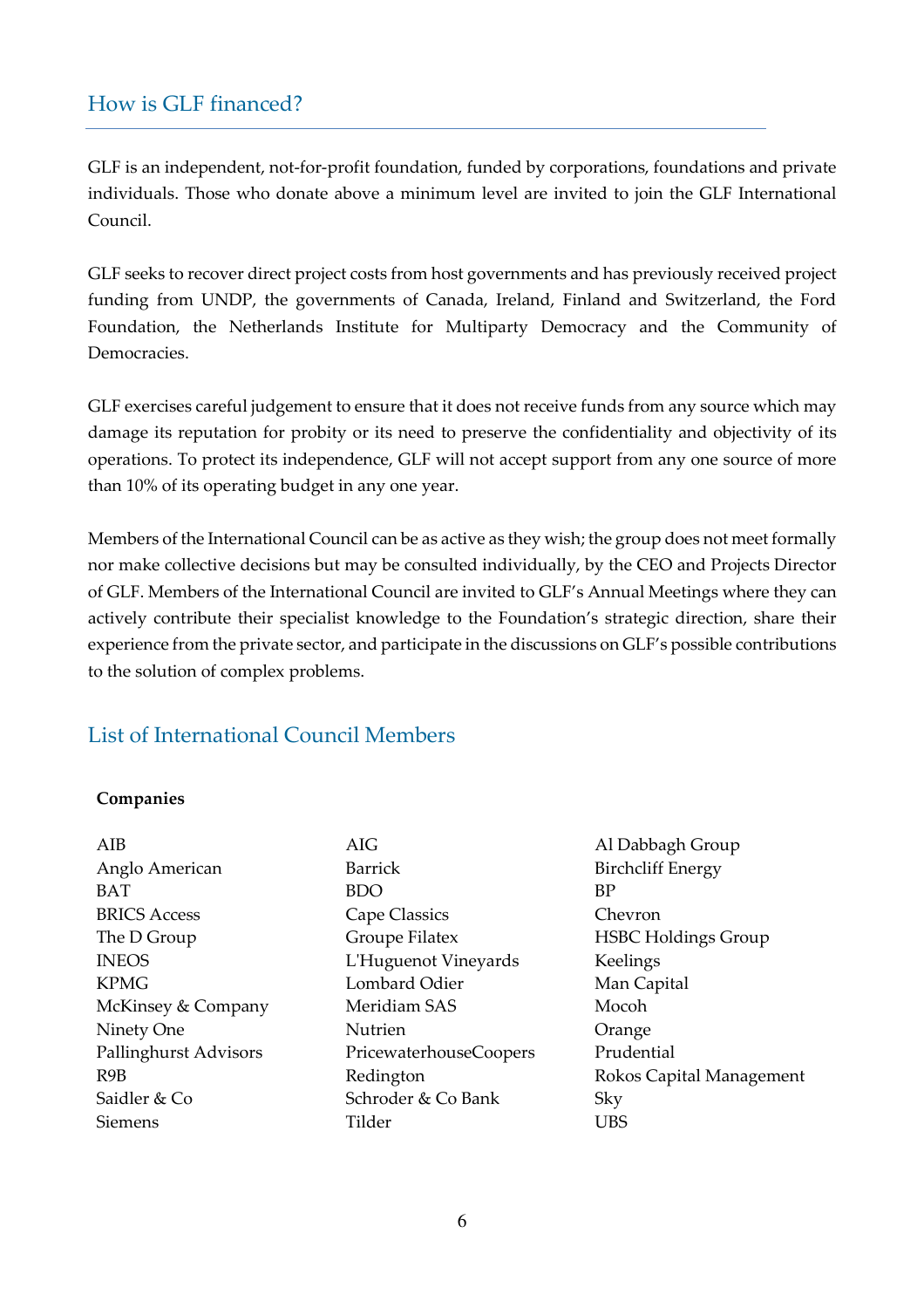## How is GLF financed?

GLF is an independent, not-for-profit foundation, funded by corporations, foundations and private individuals. Those who donate above a minimum level are invited to join the GLF International Council.

GLF seeks to recover direct project costs from host governments and has previously received project funding from UNDP, the governments of Canada, Ireland, Finland and Switzerland, the Ford Foundation, the Netherlands Institute for Multiparty Democracy and the Community of Democracies.

GLF exercises careful judgement to ensure that it does not receive funds from any source which may damage its reputation for probity or its need to preserve the confidentiality and objectivity of its operations. To protect its independence, GLF will not accept support from any one source of more than 10% of its operating budget in any one year.

Members of the International Council can be as active as they wish; the group does not meet formally nor make collective decisions but may be consulted individually, by the CEO and Projects Director of GLF. Members of the International Council are invited to GLF's Annual Meetings where they can actively contribute their specialist knowledge to the Foundation's strategic direction, share their experience from the private sector, and participate in the discussions on GLF's possible contributions to the solution of complex problems.

## List of International Council Members

**Companies**

| | | |
|---|---|---|
| AIB | AIG | Al Dabbagh Group |
| Anglo American | Barrick | Birchcliff Energy |
| BAT | BDO | BP |
| BRICS Access | Cape Classics | Chevron |
| The D Group | Groupe Filatex | HSBC Holdings Group |
| INEOS | L'Huguenot Vineyards | Keelings |
| KPMG | Lombard Odier | Man Capital |
| McKinsey & Company | Meridiam SAS | Mocoh |
| Ninety One | Nutrien | Orange |
| Pallinghurst Advisors | PricewaterhouseCoopers | Prudential |
| R9B | Redington | Rokos Capital Management |
| Saidler & Co | Schroder & Co Bank | Sky |
| Siemens | Tilder | UBS |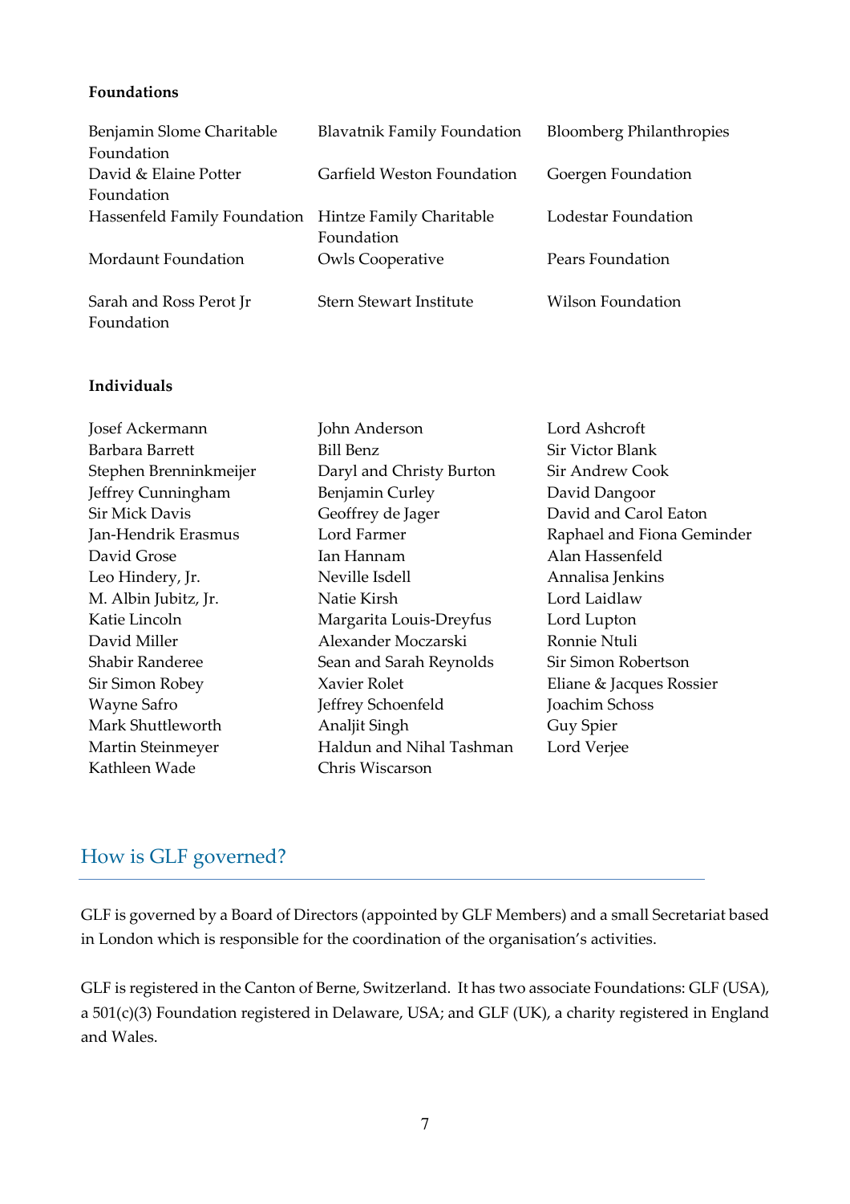**Foundations**

| | | |
|---|---|---|
| Benjamin Slome Charitable Foundation | Blavatnik Family Foundation | Bloomberg Philanthropies |
| David & Elaine Potter Foundation | Garfield Weston Foundation | Goergen Foundation |
| Hassenfeld Family Foundation | Hintze Family Charitable Foundation | Lodestar Foundation |
| Mordaunt Foundation | Owls Cooperative | Pears Foundation |
| Sarah and Ross Perot Jr Foundation | Stern Stewart Institute | Wilson Foundation |

**Individuals**

| | | |
|---|---|---|
| Josef Ackermann | John Anderson | Lord Ashcroft |
| Barbara Barrett | Bill Benz | Sir Victor Blank |
| Stephen Brenninkmeijer | Daryl and Christy Burton | Sir Andrew Cook |
| Jeffrey Cunningham | Benjamin Curley | David Dangoor |
| Sir Mick Davis | Geoffrey de Jager | David and Carol Eaton |
| Jan-Hendrik Erasmus | Lord Farmer | Raphael and Fiona Geminder |
| David Grose | Ian Hannam | Alan Hassenfeld |
| Leo Hindery, Jr. | Neville Isdell | Annalisa Jenkins |
| M. Albin Jubitz, Jr. | Natie Kirsh | Lord Laidlaw |
| Katie Lincoln | Margarita Louis-Dreyfus | Lord Lupton |
| David Miller | Alexander Moczarski | Ronnie Ntuli |
| Shabir Randeree | Sean and Sarah Reynolds | Sir Simon Robertson |
| Sir Simon Robey | Xavier Rolet | Eliane & Jacques Rossier |
| Wayne Safro | Jeffrey Schoenfeld | Joachim Schoss |
| Mark Shuttleworth | Analjit Singh | Guy Spier |
| Martin Steinmeyer | Haldun and Nihal Tashman | Lord Verjee |
| Kathleen Wade | Chris Wiscarson | |

## How is GLF governed?

GLF is governed by a Board of Directors (appointed by GLF Members) and a small Secretariat based in London which is responsible for the coordination of the organisation's activities.

GLF is registered in the Canton of Berne, Switzerland. It has two associate Foundations: GLF (USA), a 501(c)(3) Foundation registered in Delaware, USA; and GLF (UK), a charity registered in England and Wales.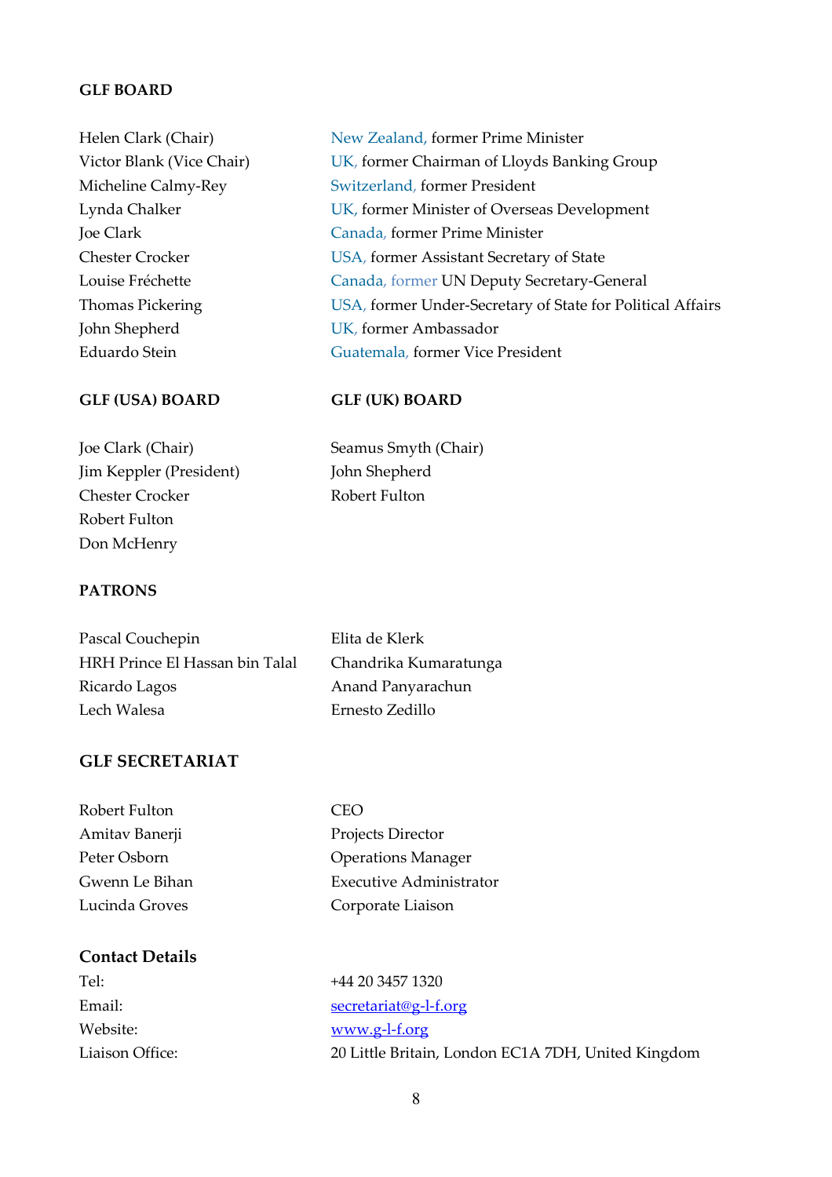**GLF BOARD**

| | |
|---|---|
| Helen Clark (Chair) | New Zealand, former Prime Minister |
| Victor Blank (Vice Chair) | UK, former Chairman of Lloyds Banking Group |
| Micheline Calmy-Rey | Switzerland, former President |
| Lynda Chalker | UK, former Minister of Overseas Development |
| Joe Clark | Canada, former Prime Minister |
| Chester Crocker | USA, former Assistant Secretary of State |
| Louise Fréchette | Canada, former UN Deputy Secretary-General |
| Thomas Pickering | USA, former Under-Secretary of State for Political Affairs |
| John Shepherd | UK, former Ambassador |
| Eduardo Stein | Guatemala, former Vice President |

**GLF (USA) BOARD**

Joe Clark (Chair)
Jim Keppler (President)
Chester Crocker
Robert Fulton
Don McHenry

**GLF (UK) BOARD**

Seamus Smyth (Chair)
John Shepherd
Robert Fulton

**PATRONS**

| | |
|---|---|
| Pascal Couchepin | Elita de Klerk |
| HRH Prince El Hassan bin Talal | Chandrika Kumaratunga |
| Ricardo Lagos | Anand Panyarachun |
| Lech Walesa | Ernesto Zedillo |

**GLF SECRETARIAT**

| | |
|---|---|
| Robert Fulton | CEO |
| Amitav Banerji | Projects Director |
| Peter Osborn | Operations Manager |
| Gwenn Le Bihan | Executive Administrator |
| Lucinda Groves | Corporate Liaison |

**Contact Details**

| | |
|---|---|
| Tel: | +44 20 3457 1320 |
| Email: | secretariat@g-l-f.org |
| Website: | www.g-l-f.org |
| Liaison Office: | 20 Little Britain, London EC1A 7DH, United Kingdom |